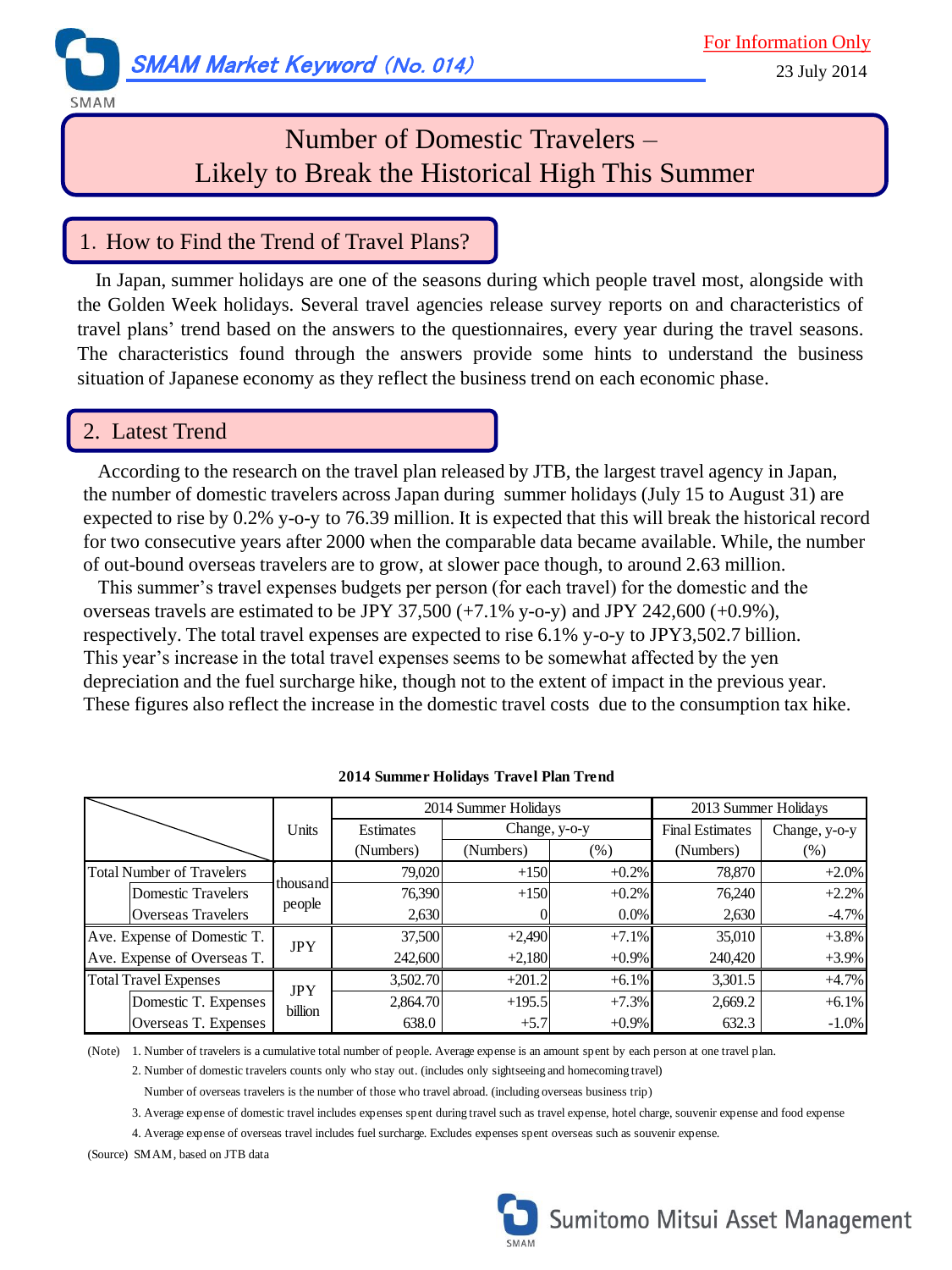SMAM Market Keyword (No. 014)

For Information Only

23 July 2014

# Number of Domestic Travelers – Likely to Break the Historical High This Summer

## 1. How to Find the Trend of Travel Plans?

In Japan, summer holidays are one of the seasons during which people travel most, alongside with the Golden Week holidays. Several travel agencies release survey reports on and characteristics of travel plans' trend based on the answers to the questionnaires, every year during the travel seasons. The characteristics found through the answers provide some hints to understand the business situation of Japanese economy as they reflect the business trend on each economic phase.

## 2. Latest Trend

According to the research on the travel plan released by JTB, the largest travel agency in Japan, the number of domestic travelers across Japan during summer holidays (July 15 to August 31) are expected to rise by 0.2% y-o-y to 76.39 million. It is expected that this will break the historical record for two consecutive years after 2000 when the comparable data became available. While, the number of out-bound overseas travelers are to grow, at slower pace though, to around 2.63 million.

This summer's travel expenses budgets per person (for each travel) for the domestic and the overseas travels are estimated to be JPY 37,500 (+7.1% y-o-y) and JPY 242,600 (+0.9%), respectively. The total travel expenses are expected to rise 6.1% y-o-y to JPY3,502.7 billion. This year's increase in the total travel expenses seems to be somewhat affected by the yen depreciation and the fuel surcharge hike, though not to the extent of impact in the previous year. These figures also reflect the increase in the domestic travel costs due to the consumption tax hike.

**2014 Summer Holidays Travel Plan Trend**

| | | Units | 2014 Summer Holidays | | | 2013 Summer Holidays | |
|---|---|---|---|---|---|---|---|
| | | | Estimates | Change, y-o-y | | Final Estimates | Change, y-o-y |
| | | | (Numbers) | (Numbers) | (%) | (Numbers) | (%) |
| Total Number of Travelers | | thousand people | 79,020 | +150 | +0.2% | 78,870 | +2.0% |
| | Domestic Travelers | | 76,390 | +150 | +0.2% | 76,240 | +2.2% |
| | Overseas Travelers | | 2,630 | 0 | 0.0% | 2,630 | -4.7% |
| Ave. Expense of Domestic T. | | JPY | 37,500 | +2,490 | +7.1% | 35,010 | +3.8% |
| Ave. Expense of Overseas T. | | | 242,600 | +2,180 | +0.9% | 240,420 | +3.9% |
| Total Travel Expenses | | JPY billion | 3,502.70 | +201.2 | +6.1% | 3,301.5 | +4.7% |
| | Domestic T. Expenses | | 2,864.70 | +195.5 | +7.3% | 2,669.2 | +6.1% |
| | Overseas T. Expenses | | 638.0 | +5.7 | +0.9% | 632.3 | -1.0% |

(Note) 1. Number of travelers is a cumulative total number of people. Average expense is an amount spent by each person at one travel plan.

2. Number of domestic travelers counts only who stay out. (includes only sightseeing and homecoming travel)

Number of overseas travelers is the number of those who travel abroad. (including overseas business trip)

3. Average expense of domestic travel includes expenses spent during travel such as travel expense, hotel charge, souvenir expense and food expense

4. Average expense of overseas travel includes fuel surcharge. Excludes expenses spent overseas such as souvenir expense.

(Source) SMAM, based on JTB data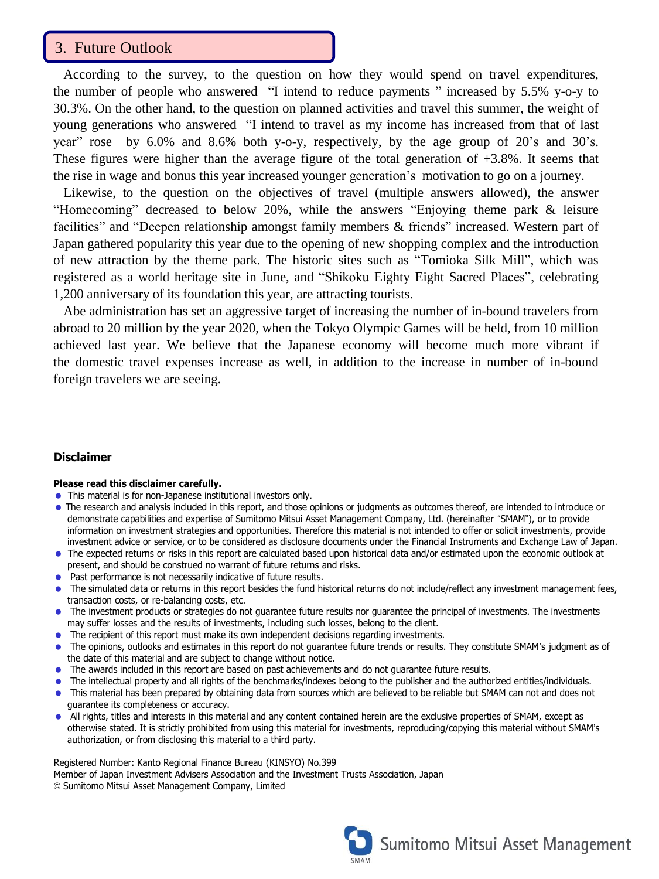## 3. Future Outlook

According to the survey, to the question on how they would spend on travel expenditures, the number of people who answered "I intend to reduce payments " increased by 5.5% y-o-y to 30.3%. On the other hand, to the question on planned activities and travel this summer, the weight of young generations who answered "I intend to travel as my income has increased from that of last year" rose by 6.0% and 8.6% both y-o-y, respectively, by the age group of 20's and 30's. These figures were higher than the average figure of the total generation of +3.8%. It seems that the rise in wage and bonus this year increased younger generation's motivation to go on a journey.

Likewise, to the question on the objectives of travel (multiple answers allowed), the answer "Homecoming" decreased to below 20%, while the answers "Enjoying theme park & leisure facilities" and "Deepen relationship amongst family members & friends" increased. Western part of Japan gathered popularity this year due to the opening of new shopping complex and the introduction of new attraction by the theme park. The historic sites such as "Tomioka Silk Mill", which was registered as a world heritage site in June, and "Shikoku Eighty Eight Sacred Places", celebrating 1,200 anniversary of its foundation this year, are attracting tourists.

Abe administration has set an aggressive target of increasing the number of in-bound travelers from abroad to 20 million by the year 2020, when the Tokyo Olympic Games will be held, from 10 million achieved last year. We believe that the Japanese economy will become much more vibrant if the domestic travel expenses increase as well, in addition to the increase in number of in-bound foreign travelers we are seeing.

### Disclaimer

**Please read this disclaimer carefully.**

- This material is for non-Japanese institutional investors only.
- The research and analysis included in this report, and those opinions or judgments as outcomes thereof, are intended to introduce or demonstrate capabilities and expertise of Sumitomo Mitsui Asset Management Company, Ltd. (hereinafter "SMAM"), or to provide information on investment strategies and opportunities. Therefore this material is not intended to offer or solicit investments, provide investment advice or service, or to be considered as disclosure documents under the Financial Instruments and Exchange Law of Japan.
- The expected returns or risks in this report are calculated based upon historical data and/or estimated upon the economic outlook at present, and should be construed no warrant of future returns and risks.
- Past performance is not necessarily indicative of future results.
- The simulated data or returns in this report besides the fund historical returns do not include/reflect any investment management fees, transaction costs, or re-balancing costs, etc.
- The investment products or strategies do not guarantee future results nor guarantee the principal of investments. The investments may suffer losses and the results of investments, including such losses, belong to the client.
- The recipient of this report must make its own independent decisions regarding investments.
- The opinions, outlooks and estimates in this report do not guarantee future trends or results. They constitute SMAM's judgment as of the date of this material and are subject to change without notice.
- The awards included in this report are based on past achievements and do not guarantee future results.
- The intellectual property and all rights of the benchmarks/indexes belong to the publisher and the authorized entities/individuals.
- This material has been prepared by obtaining data from sources which are believed to be reliable but SMAM can not and does not guarantee its completeness or accuracy.
- All rights, titles and interests in this material and any content contained herein are the exclusive properties of SMAM, except as otherwise stated. It is strictly prohibited from using this material for investments, reproducing/copying this material without SMAM's authorization, or from disclosing this material to a third party.

Registered Number: Kanto Regional Finance Bureau (KINSYO) No.399
Member of Japan Investment Advisers Association and the Investment Trusts Association, Japan
© Sumitomo Mitsui Asset Management Company, Limited

Sumitomo Mitsui Asset Management